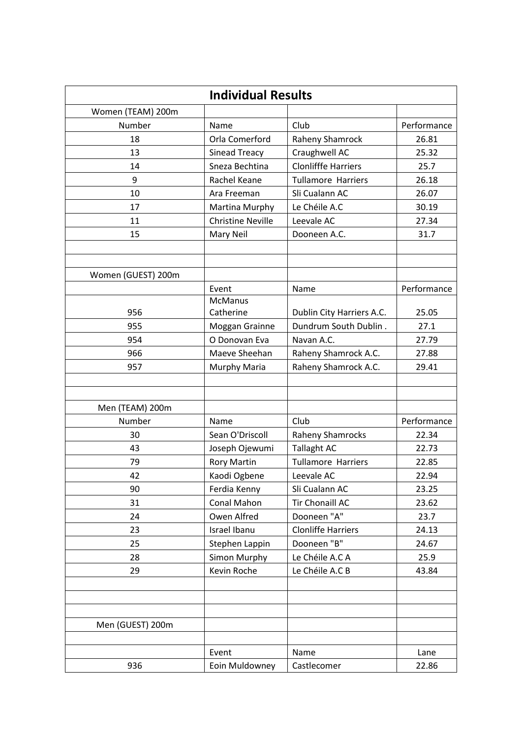# Individual Results

| Women (TEAM) 200m | | | |
|---|---|---|---|
| Number | Name | Club | Performance |
| 18 | Orla Comerford | Raheny Shamrock | 26.81 |
| 13 | Sinead Treacy | Craughwell AC | 25.32 |
| 14 | Sneza Bechtina | Clonlifffe Harriers | 25.7 |
| 9 | Rachel Keane | Tullamore Harriers | 26.18 |
| 10 | Ara Freeman | Sli Cualann AC | 26.07 |
| 17 | Martina Murphy | Le Chéile A.C | 30.19 |
| 11 | Christine Neville | Leevale AC | 27.34 |
| 15 | Mary Neil | Dooneen A.C. | 31.7 |

| Women (GUEST) 200m | | | |
|---|---|---|---|
| | Event | Name | Performance |
| 956 | McManus Catherine | Dublin City Harriers A.C. | 25.05 |
| 955 | Moggan Grainne | Dundrum South Dublin . | 27.1 |
| 954 | O Donovan Eva | Navan A.C. | 27.79 |
| 966 | Maeve Sheehan | Raheny Shamrock A.C. | 27.88 |
| 957 | Murphy Maria | Raheny Shamrock A.C. | 29.41 |

| Men (TEAM) 200m | | | |
|---|---|---|---|
| Number | Name | Club | Performance |
| 30 | Sean O'Driscoll | Raheny Shamrocks | 22.34 |
| 43 | Joseph Ojewumi | Tallaght AC | 22.73 |
| 79 | Rory Martin | Tullamore Harriers | 22.85 |
| 42 | Kaodi Ogbene | Leevale AC | 22.94 |
| 90 | Ferdia Kenny | Sli Cualann AC | 23.25 |
| 31 | Conal Mahon | Tir Chonaill AC | 23.62 |
| 24 | Owen Alfred | Dooneen "A" | 23.7 |
| 23 | Israel Ibanu | Clonliffe Harriers | 24.13 |
| 25 | Stephen Lappin | Dooneen "B" | 24.67 |
| 28 | Simon Murphy | Le Chéile A.C A | 25.9 |
| 29 | Kevin Roche | Le Chéile A.C B | 43.84 |

| Men (GUEST) 200m | | | |
|---|---|---|---|
| | Event | Name | Lane |
| 936 | Eoin Muldowney | Castlecomer | 22.86 |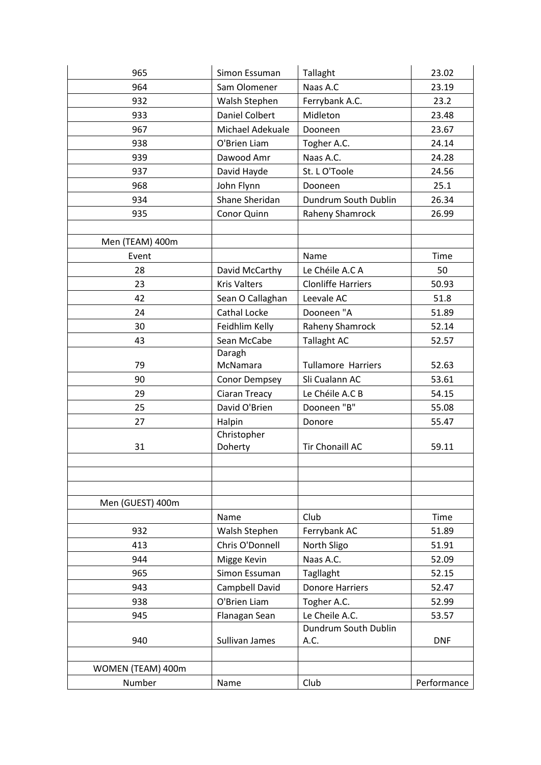| | | | |
|---|---|---|---|
| 965 | Simon Essuman | Tallaght | 23.02 |
| 964 | Sam Olomener | Naas A.C | 23.19 |
| 932 | Walsh Stephen | Ferrybank A.C. | 23.2 |
| 933 | Daniel Colbert | Midleton | 23.48 |
| 967 | Michael Adekuale | Dooneen | 23.67 |
| 938 | O'Brien Liam | Togher A.C. | 24.14 |
| 939 | Dawood Amr | Naas A.C. | 24.28 |
| 937 | David Hayde | St. L O'Toole | 24.56 |
| 968 | John Flynn | Dooneen | 25.1 |
| 934 | Shane Sheridan | Dundrum South Dublin | 26.34 |
| 935 | Conor Quinn | Raheny Shamrock | 26.99 |
| | | | |
| Men (TEAM) 400m | | | |
| Event | | Name | Time |
| 28 | David McCarthy | Le Chéile A.C A | 50 |
| 23 | Kris Valters | Clonliffe Harriers | 50.93 |
| 42 | Sean O Callaghan | Leevale AC | 51.8 |
| 24 | Cathal Locke | Dooneen "A | 51.89 |
| 30 | Feidhlim Kelly | Raheny Shamrock | 52.14 |
| 43 | Sean McCabe | Tallaght AC | 52.57 |
| 79 | Daragh McNamara | Tullamore Harriers | 52.63 |
| 90 | Conor Dempsey | Sli Cualann AC | 53.61 |
| 29 | Ciaran Treacy | Le Chéile A.C B | 54.15 |
| 25 | David O'Brien | Dooneen "B" | 55.08 |
| 27 | Halpin | Donore | 55.47 |
| 31 | Christopher Doherty | Tir Chonaill AC | 59.11 |
| | | | |
| | | | |
| | | | |
| Men (GUEST) 400m | | | |
| | Name | Club | Time |
| 932 | Walsh Stephen | Ferrybank AC | 51.89 |
| 413 | Chris O'Donnell | North Sligo | 51.91 |
| 944 | Migge Kevin | Naas A.C. | 52.09 |
| 965 | Simon Essuman | Tagllaght | 52.15 |
| 943 | Campbell David | Donore Harriers | 52.47 |
| 938 | O'Brien Liam | Togher A.C. | 52.99 |
| 945 | Flanagan Sean | Le Cheile A.C. | 53.57 |
| 940 | Sullivan James | Dundrum South Dublin A.C. | DNF |
| | | | |
| WOMEN (TEAM) 400m | | | |
| Number | Name | Club | Performance |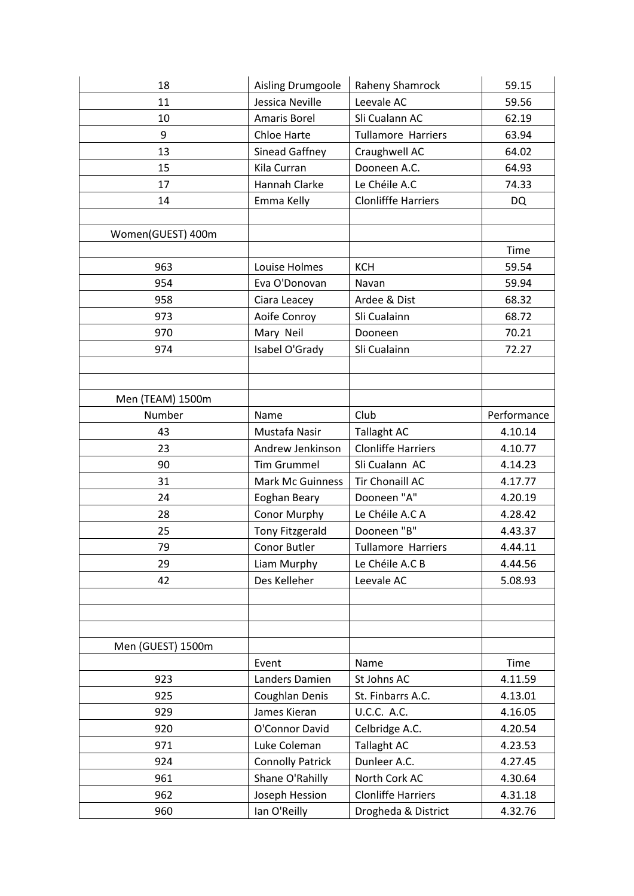| | | | |
|---|---|---|---|
| 18 | Aisling Drumgoole | Raheny Shamrock | 59.15 |
| 11 | Jessica Neville | Leevale AC | 59.56 |
| 10 | Amaris Borel | Sli Cualann AC | 62.19 |
| 9 | Chloe Harte | Tullamore Harriers | 63.94 |
| 13 | Sinead Gaffney | Craughwell AC | 64.02 |
| 15 | Kila Curran | Dooneen A.C. | 64.93 |
| 17 | Hannah Clarke | Le Chéile A.C | 74.33 |
| 14 | Emma Kelly | Clonlifffe Harriers | DQ |
| | | | |
| Women(GUEST) 400m | | | |
| | | | Time |
| 963 | Louise Holmes | KCH | 59.54 |
| 954 | Eva O'Donovan | Navan | 59.94 |
| 958 | Ciara Leacey | Ardee & Dist | 68.32 |
| 973 | Aoife Conroy | Sli Cualainn | 68.72 |
| 970 | Mary Neil | Dooneen | 70.21 |
| 974 | Isabel O'Grady | Sli Cualainn | 72.27 |
| | | | |
| | | | |
| Men (TEAM) 1500m | | | |
| Number | Name | Club | Performance |
| 43 | Mustafa Nasir | Tallaght AC | 4.10.14 |
| 23 | Andrew Jenkinson | Clonliffe Harriers | 4.10.77 |
| 90 | Tim Grummel | Sli Cualann AC | 4.14.23 |
| 31 | Mark Mc Guinness | Tir Chonaill AC | 4.17.77 |
| 24 | Eoghan Beary | Dooneen "A" | 4.20.19 |
| 28 | Conor Murphy | Le Chéile A.C A | 4.28.42 |
| 25 | Tony Fitzgerald | Dooneen "B" | 4.43.37 |
| 79 | Conor Butler | Tullamore Harriers | 4.44.11 |
| 29 | Liam Murphy | Le Chéile A.C B | 4.44.56 |
| 42 | Des Kelleher | Leevale AC | 5.08.93 |
| | | | |
| | | | |
| | | | |
| Men (GUEST) 1500m | | | |
| | Event | Name | Time |
| 923 | Landers Damien | St Johns AC | 4.11.59 |
| 925 | Coughlan Denis | St. Finbarrs A.C. | 4.13.01 |
| 929 | James Kieran | U.C.C. A.C. | 4.16.05 |
| 920 | O'Connor David | Celbridge A.C. | 4.20.54 |
| 971 | Luke Coleman | Tallaght AC | 4.23.53 |
| 924 | Connolly Patrick | Dunleer A.C. | 4.27.45 |
| 961 | Shane O'Rahilly | North Cork AC | 4.30.64 |
| 962 | Joseph Hession | Clonliffe Harriers | 4.31.18 |
| 960 | Ian O'Reilly | Drogheda & District | 4.32.76 |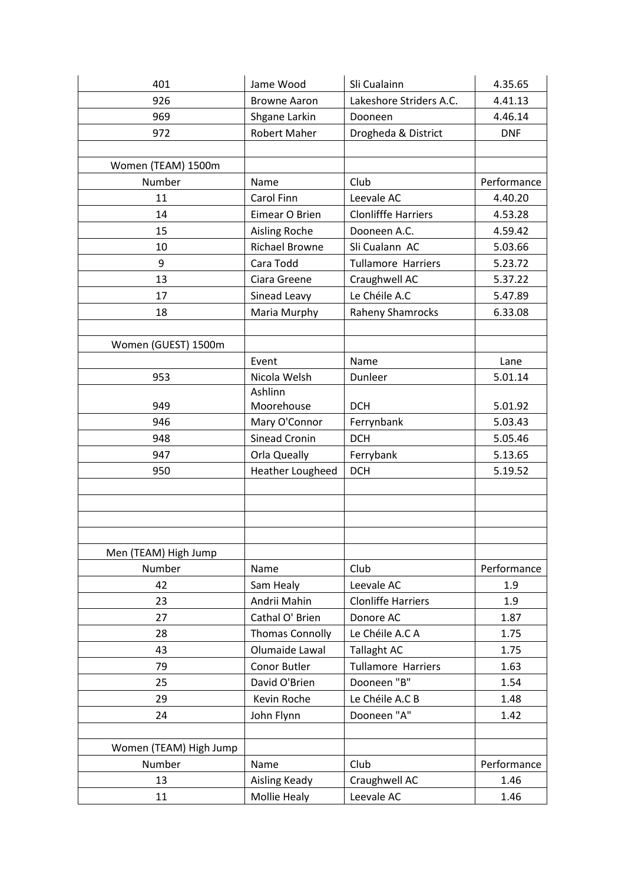| | | | |
|---|---|---|---|
| 401 | Jame Wood | Sli Cualainn | 4.35.65 |
| 926 | Browne Aaron | Lakeshore Striders A.C. | 4.41.13 |
| 969 | Shgane Larkin | Dooneen | 4.46.14 |
| 972 | Robert Maher | Drogheda & District | DNF |
| | | | |
| Women (TEAM) 1500m | | | |
| Number | Name | Club | Performance |
| 11 | Carol Finn | Leevale AC | 4.40.20 |
| 14 | Eimear O Brien | Clonlifffe Harriers | 4.53.28 |
| 15 | Aisling Roche | Dooneen A.C. | 4.59.42 |
| 10 | Richael Browne | Sli Cualann AC | 5.03.66 |
| 9 | Cara Todd | Tullamore Harriers | 5.23.72 |
| 13 | Ciara Greene | Craughwell AC | 5.37.22 |
| 17 | Sinead Leavy | Le Chéile A.C | 5.47.89 |
| 18 | Maria Murphy | Raheny Shamrocks | 6.33.08 |
| | | | |
| Women (GUEST) 1500m | | | |
| | Event | Name | Lane |
| 953 | Nicola Welsh | Dunleer | 5.01.14 |
| 949 | Ashlinn Moorehouse | DCH | 5.01.92 |
| 946 | Mary O'Connor | Ferrynbank | 5.03.43 |
| 948 | Sinead Cronin | DCH | 5.05.46 |
| 947 | Orla Queally | Ferrybank | 5.13.65 |
| 950 | Heather Lougheed | DCH | 5.19.52 |
| | | | |
| | | | |
| | | | |
| | | | |
| Men (TEAM) High Jump | | | |
| Number | Name | Club | Performance |
| 42 | Sam Healy | Leevale AC | 1.9 |
| 23 | Andrii Mahin | Clonliffe Harriers | 1.9 |
| 27 | Cathal O' Brien | Donore AC | 1.87 |
| 28 | Thomas Connolly | Le Chéile A.C A | 1.75 |
| 43 | Olumaide Lawal | Tallaght AC | 1.75 |
| 79 | Conor Butler | Tullamore Harriers | 1.63 |
| 25 | David O'Brien | Dooneen "B" | 1.54 |
| 29 | Kevin Roche | Le Chéile A.C B | 1.48 |
| 24 | John Flynn | Dooneen "A" | 1.42 |
| | | | |
| Women (TEAM) High Jump | | | |
| Number | Name | Club | Performance |
| 13 | Aisling Keady | Craughwell AC | 1.46 |
| 11 | Mollie Healy | Leevale AC | 1.46 |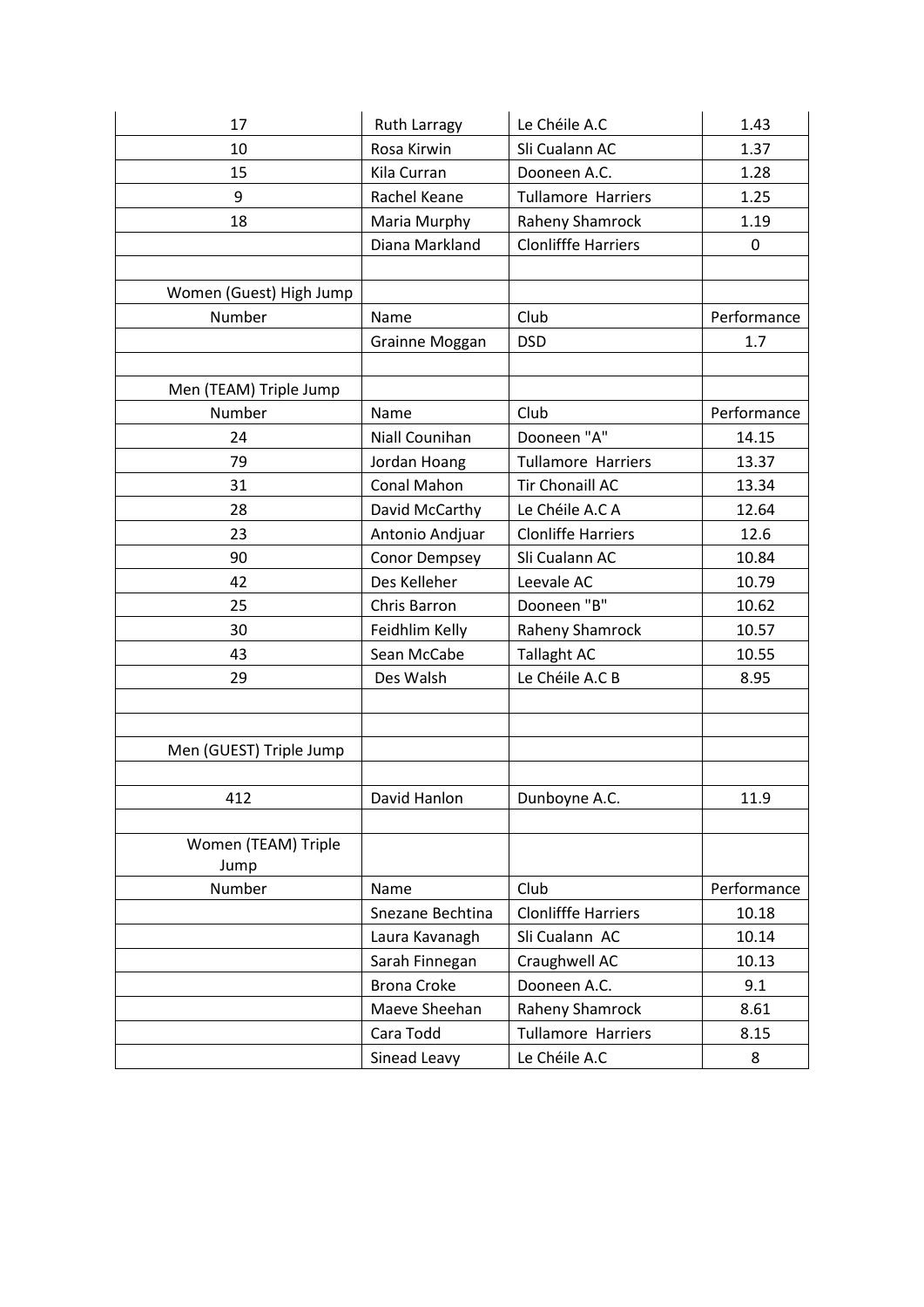| 17 | Ruth Larragy | Le Chéile A.C | 1.43 |
| --- | --- | --- | --- |
| 10 | Rosa Kirwin | Sli Cualann AC | 1.37 |
| 15 | Kila Curran | Dooneen A.C. | 1.28 |
| 9 | Rachel Keane | Tullamore Harriers | 1.25 |
| 18 | Maria Murphy | Raheny Shamrock | 1.19 |
| | Diana Markland | Clonlifffe Harriers | 0 |
| | | | |
| Women (Guest) High Jump | | | |
| Number | Name | Club | Performance |
| | Grainne Moggan | DSD | 1.7 |
| | | | |
| Men (TEAM) Triple Jump | | | |
| Number | Name | Club | Performance |
| 24 | Niall Counihan | Dooneen "A" | 14.15 |
| 79 | Jordan Hoang | Tullamore Harriers | 13.37 |
| 31 | Conal Mahon | Tir Chonaill AC | 13.34 |
| 28 | David McCarthy | Le Chéile A.C A | 12.64 |
| 23 | Antonio Andjuar | Clonliffe Harriers | 12.6 |
| 90 | Conor Dempsey | Sli Cualann AC | 10.84 |
| 42 | Des Kelleher | Leevale AC | 10.79 |
| 25 | Chris Barron | Dooneen "B" | 10.62 |
| 30 | Feidhlim Kelly | Raheny Shamrock | 10.57 |
| 43 | Sean McCabe | Tallaght AC | 10.55 |
| 29 | Des Walsh | Le Chéile A.C B | 8.95 |
| | | | |
| | | | |
| Men (GUEST) Triple Jump | | | |
| | | | |
| 412 | David Hanlon | Dunboyne A.C. | 11.9 |
| | | | |
| Women (TEAM) Triple Jump | | | |
| Number | Name | Club | Performance |
| | Snezane Bechtina | Clonlifffe Harriers | 10.18 |
| | Laura Kavanagh | Sli Cualann AC | 10.14 |
| | Sarah Finnegan | Craughwell AC | 10.13 |
| | Brona Croke | Dooneen A.C. | 9.1 |
| | Maeve Sheehan | Raheny Shamrock | 8.61 |
| | Cara Todd | Tullamore Harriers | 8.15 |
| | Sinead Leavy | Le Chéile A.C | 8 |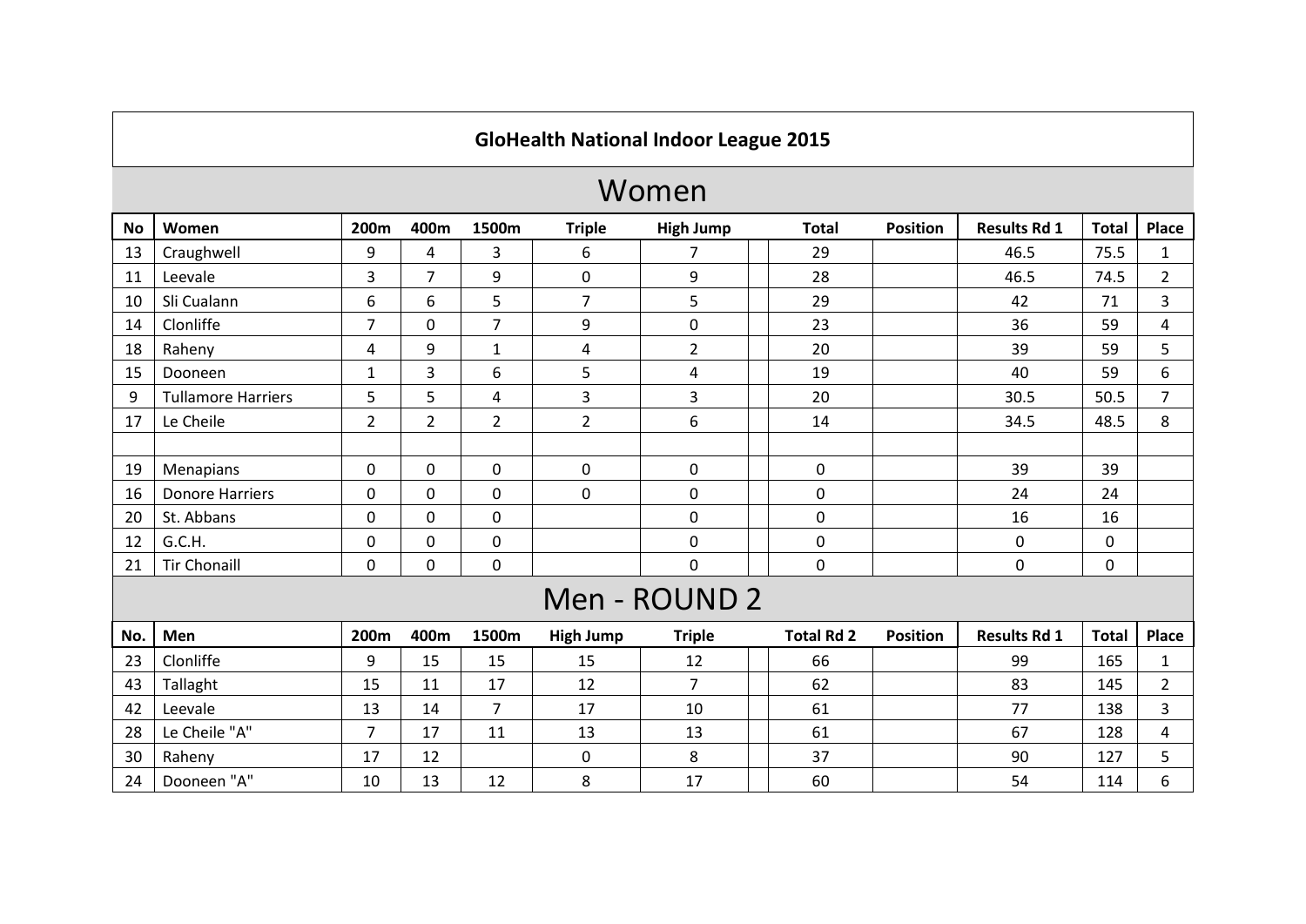# GloHealth National Indoor League 2015

## Women

| No | Women | 200m | 400m | 1500m | Triple | High Jump | | Total | Position | Results Rd 1 | Total | Place |
|---|---|---|---|---|---|---|---|---|---|---|---|---|
| 13 | Craughwell | 9 | 4 | 3 | 6 | 7 | | 29 | | 46.5 | 75.5 | 1 |
| 11 | Leevale | 3 | 7 | 9 | 0 | 9 | | 28 | | 46.5 | 74.5 | 2 |
| 10 | Sli Cualann | 6 | 6 | 5 | 7 | 5 | | 29 | | 42 | 71 | 3 |
| 14 | Clonliffe | 7 | 0 | 7 | 9 | 0 | | 23 | | 36 | 59 | 4 |
| 18 | Raheny | 4 | 9 | 1 | 4 | 2 | | 20 | | 39 | 59 | 5 |
| 15 | Dooneen | 1 | 3 | 6 | 5 | 4 | | 19 | | 40 | 59 | 6 |
| 9 | Tullamore Harriers | 5 | 5 | 4 | 3 | 3 | | 20 | | 30.5 | 50.5 | 7 |
| 17 | Le Cheile | 2 | 2 | 2 | 2 | 6 | | 14 | | 34.5 | 48.5 | 8 |
| | | | | | | | | | | | | |
| 19 | Menapians | 0 | 0 | 0 | 0 | 0 | | 0 | | 39 | 39 | |
| 16 | Donore Harriers | 0 | 0 | 0 | 0 | 0 | | 0 | | 24 | 24 | |
| 20 | St. Abbans | 0 | 0 | 0 | | 0 | | 0 | | 16 | 16 | |
| 12 | G.C.H. | 0 | 0 | 0 | | 0 | | 0 | | 0 | 0 | |
| 21 | Tir Chonaill | 0 | 0 | 0 | | 0 | | 0 | | 0 | 0 | |

## Men - ROUND 2

| No. | Men | 200m | 400m | 1500m | High Jump | Triple | | Total Rd 2 | Position | Results Rd 1 | Total | Place |
|---|---|---|---|---|---|---|---|---|---|---|---|---|
| 23 | Clonliffe | 9 | 15 | 15 | 15 | 12 | | 66 | | 99 | 165 | 1 |
| 43 | Tallaght | 15 | 11 | 17 | 12 | 7 | | 62 | | 83 | 145 | 2 |
| 42 | Leevale | 13 | 14 | 7 | 17 | 10 | | 61 | | 77 | 138 | 3 |
| 28 | Le Cheile "A" | 7 | 17 | 11 | 13 | 13 | | 61 | | 67 | 128 | 4 |
| 30 | Raheny | 17 | 12 | | 0 | 8 | | 37 | | 90 | 127 | 5 |
| 24 | Dooneen "A" | 10 | 13 | 12 | 8 | 17 | | 60 | | 54 | 114 | 6 |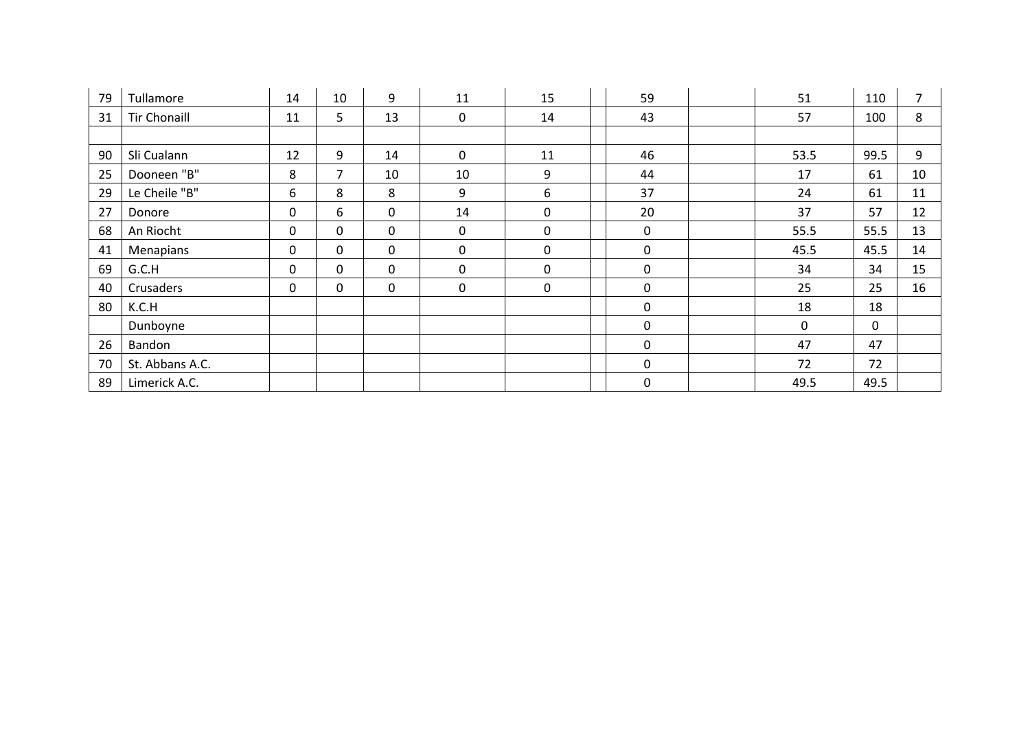| | | | | | | | | | | | | | |
|---|---|---|---|---|---|---|---|---|---|---|---|---|---|
| 79 | Tullamore | 14 | 10 | 9 | 11 | 15 | | 59 | | 51 | 110 | 7 |
| 31 | Tir Chonaill | 11 | 5 | 13 | 0 | 14 | | 43 | | 57 | 100 | 8 |
| | | | | | | | | | | | | |
| 90 | Sli Cualann | 12 | 9 | 14 | 0 | 11 | | 46 | | 53.5 | 99.5 | 9 |
| 25 | Dooneen "B" | 8 | 7 | 10 | 10 | 9 | | 44 | | 17 | 61 | 10 |
| 29 | Le Cheile "B" | 6 | 8 | 8 | 9 | 6 | | 37 | | 24 | 61 | 11 |
| 27 | Donore | 0 | 6 | 0 | 14 | 0 | | 20 | | 37 | 57 | 12 |
| 68 | An Riocht | 0 | 0 | 0 | 0 | 0 | | 0 | | 55.5 | 55.5 | 13 |
| 41 | Menapians | 0 | 0 | 0 | 0 | 0 | | 0 | | 45.5 | 45.5 | 14 |
| 69 | G.C.H | 0 | 0 | 0 | 0 | 0 | | 0 | | 34 | 34 | 15 |
| 40 | Crusaders | 0 | 0 | 0 | 0 | 0 | | 0 | | 25 | 25 | 16 |
| 80 | K.C.H | | | | | | | 0 | | 18 | 18 | |
| | Dunboyne | | | | | | | 0 | | 0 | 0 | |
| 26 | Bandon | | | | | | | 0 | | 47 | 47 | |
| 70 | St. Abbans A.C. | | | | | | | 0 | | 72 | 72 | |
| 89 | Limerick A.C. | | | | | | | 0 | | 49.5 | 49.5 | |